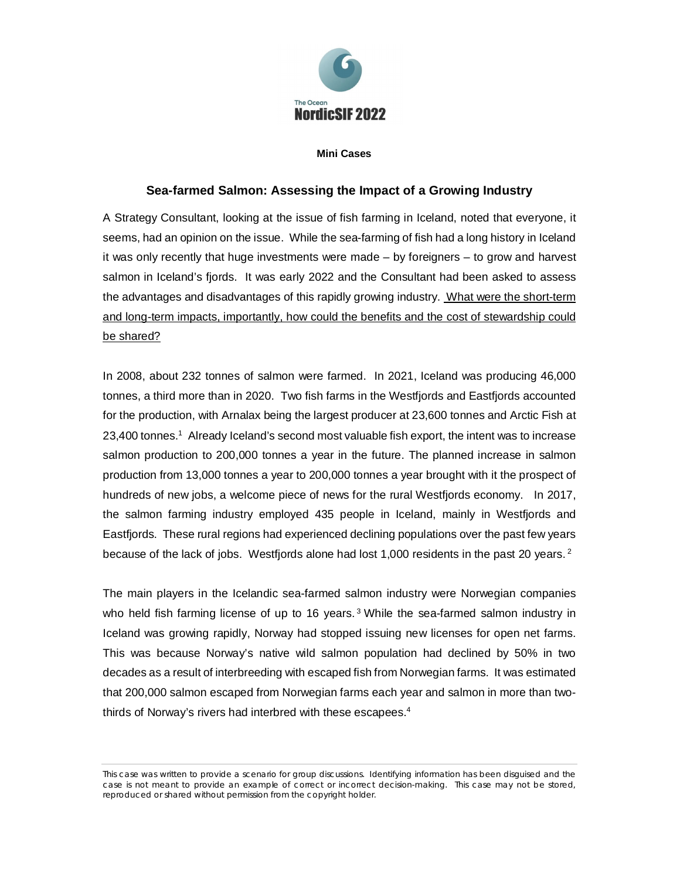The Ocean
NordicSIF 2022

**Mini Cases**

## Sea-farmed Salmon: Assessing the Impact of a Growing Industry

A Strategy Consultant, looking at the issue of fish farming in Iceland, noted that everyone, it seems, had an opinion on the issue. While the sea-farming of fish had a long history in Iceland it was only recently that huge investments were made – by foreigners – to grow and harvest salmon in Iceland's fjords. It was early 2022 and the Consultant had been asked to assess the advantages and disadvantages of this rapidly growing industry. <u>What were the short-term and long-term impacts, importantly, how could the benefits and the cost of stewardship could be shared?</u>

In 2008, about 232 tonnes of salmon were farmed. In 2021, Iceland was producing 46,000 tonnes, a third more than in 2020. Two fish farms in the Westfjords and Eastfjords accounted for the production, with Arnalax being the largest producer at 23,600 tonnes and Arctic Fish at 23,400 tonnes.[1] Already Iceland's second most valuable fish export, the intent was to increase salmon production to 200,000 tonnes a year in the future. The planned increase in salmon production from 13,000 tonnes a year to 200,000 tonnes a year brought with it the prospect of hundreds of new jobs, a welcome piece of news for the rural Westfjords economy. In 2017, the salmon farming industry employed 435 people in Iceland, mainly in Westfjords and Eastfjords. These rural regions had experienced declining populations over the past few years because of the lack of jobs. Westfjords alone had lost 1,000 residents in the past 20 years.[2]

The main players in the Icelandic sea-farmed salmon industry were Norwegian companies who held fish farming license of up to 16 years.[3] While the sea-farmed salmon industry in Iceland was growing rapidly, Norway had stopped issuing new licenses for open net farms. This was because Norway's native wild salmon population had declined by 50% in two decades as a result of interbreeding with escaped fish from Norwegian farms. It was estimated that 200,000 salmon escaped from Norwegian farms each year and salmon in more than two-thirds of Norway's rivers had interbred with these escapees.[4]

---

This case was written to provide a scenario for group discussions. Identifying information has been disguised and the case is not meant to provide an example of correct or incorrect decision-making. This case may not be stored, reproduced or shared without permission from the copyright holder.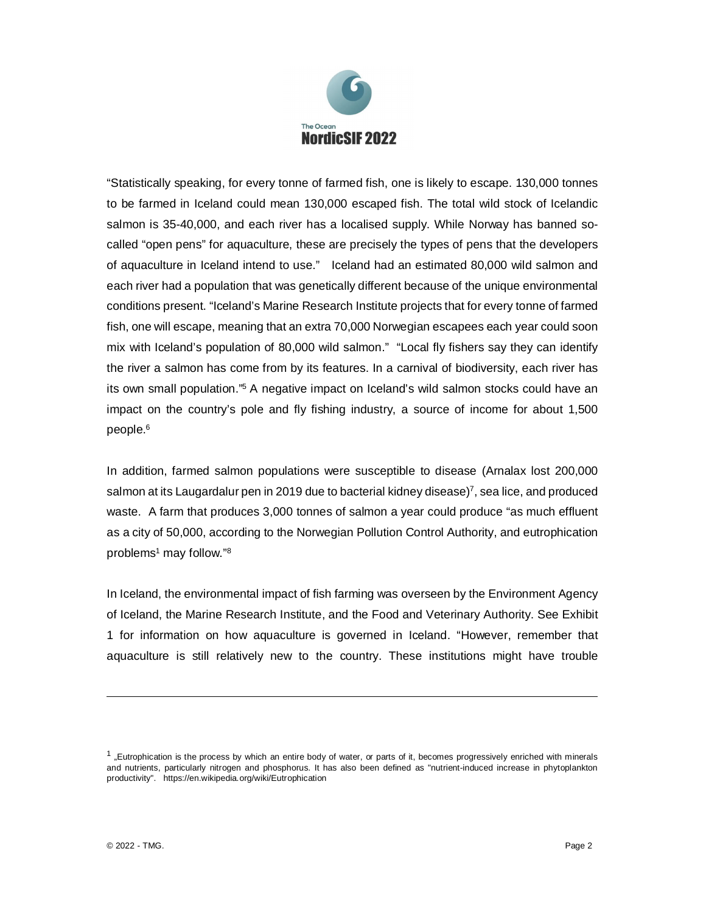"Statistically speaking, for every tonne of farmed fish, one is likely to escape. 130,000 tonnes to be farmed in Iceland could mean 130,000 escaped fish. The total wild stock of Icelandic salmon is 35-40,000, and each river has a localised supply. While Norway has banned so-called "open pens" for aquaculture, these are precisely the types of pens that the developers of aquaculture in Iceland intend to use." Iceland had an estimated 80,000 wild salmon and each river had a population that was genetically different because of the unique environmental conditions present. "Iceland's Marine Research Institute projects that for every tonne of farmed fish, one will escape, meaning that an extra 70,000 Norwegian escapees each year could soon mix with Iceland's population of 80,000 wild salmon." "Local fly fishers say they can identify the river a salmon has come from by its features. In a carnival of biodiversity, each river has its own small population."[5] A negative impact on Iceland's wild salmon stocks could have an impact on the country's pole and fly fishing industry, a source of income for about 1,500 people.[6]

In addition, farmed salmon populations were susceptible to disease (Arnalax lost 200,000 salmon at its Laugardalur pen in 2019 due to bacterial kidney disease)[7], sea lice, and produced waste. A farm that produces 3,000 tonnes of salmon a year could produce "as much effluent as a city of 50,000, according to the Norwegian Pollution Control Authority, and eutrophication problems[1] may follow."[8]

In Iceland, the environmental impact of fish farming was overseen by the Environment Agency of Iceland, the Marine Research Institute, and the Food and Veterinary Authority. See Exhibit 1 for information on how aquaculture is governed in Iceland. "However, remember that aquaculture is still relatively new to the country. These institutions might have trouble

---

[1] „Eutrophication is the process by which an entire body of water, or parts of it, becomes progressively enriched with minerals and nutrients, particularly nitrogen and phosphorus. It has also been defined as "nutrient-induced increase in phytoplankton productivity". https://en.wikipedia.org/wiki/Eutrophication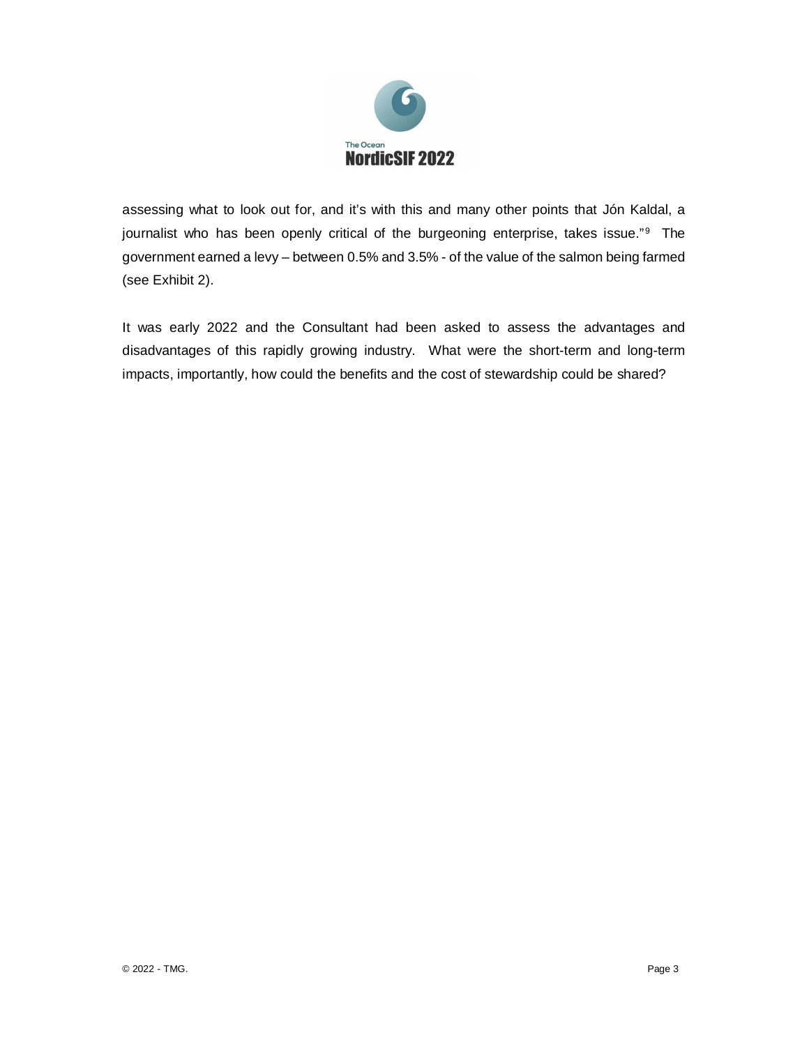assessing what to look out for, and it's with this and many other points that Jón Kaldal, a journalist who has been openly critical of the burgeoning enterprise, takes issue."[9] The government earned a levy – between 0.5% and 3.5% - of the value of the salmon being farmed (see Exhibit 2).

It was early 2022 and the Consultant had been asked to assess the advantages and disadvantages of this rapidly growing industry. What were the short-term and long-term impacts, importantly, how could the benefits and the cost of stewardship could be shared?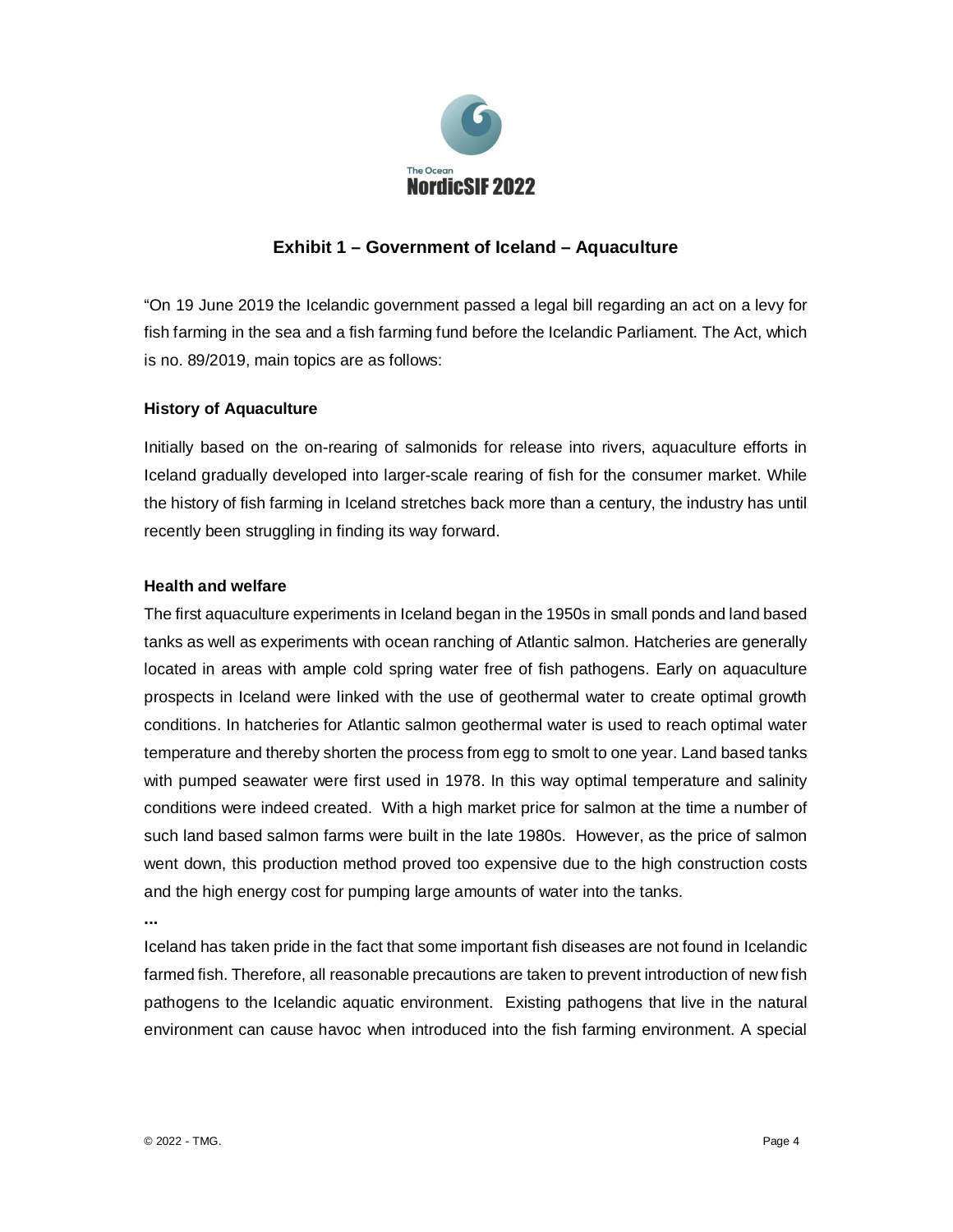## Exhibit 1 – Government of Iceland – Aquaculture

"On 19 June 2019 the Icelandic government passed a legal bill regarding an act on a levy for fish farming in the sea and a fish farming fund before the Icelandic Parliament. The Act, which is no. 89/2019, main topics are as follows:

**History of Aquaculture**

Initially based on the on-rearing of salmonids for release into rivers, aquaculture efforts in Iceland gradually developed into larger-scale rearing of fish for the consumer market. While the history of fish farming in Iceland stretches back more than a century, the industry has until recently been struggling in finding its way forward.

**Health and welfare**

The first aquaculture experiments in Iceland began in the 1950s in small ponds and land based tanks as well as experiments with ocean ranching of Atlantic salmon. Hatcheries are generally located in areas with ample cold spring water free of fish pathogens. Early on aquaculture prospects in Iceland were linked with the use of geothermal water to create optimal growth conditions. In hatcheries for Atlantic salmon geothermal water is used to reach optimal water temperature and thereby shorten the process from egg to smolt to one year. Land based tanks with pumped seawater were first used in 1978. In this way optimal temperature and salinity conditions were indeed created. With a high market price for salmon at the time a number of such land based salmon farms were built in the late 1980s. However, as the price of salmon went down, this production method proved too expensive due to the high construction costs and the high energy cost for pumping large amounts of water into the tanks.

**...**

Iceland has taken pride in the fact that some important fish diseases are not found in Icelandic farmed fish. Therefore, all reasonable precautions are taken to prevent introduction of new fish pathogens to the Icelandic aquatic environment. Existing pathogens that live in the natural environment can cause havoc when introduced into the fish farming environment. A special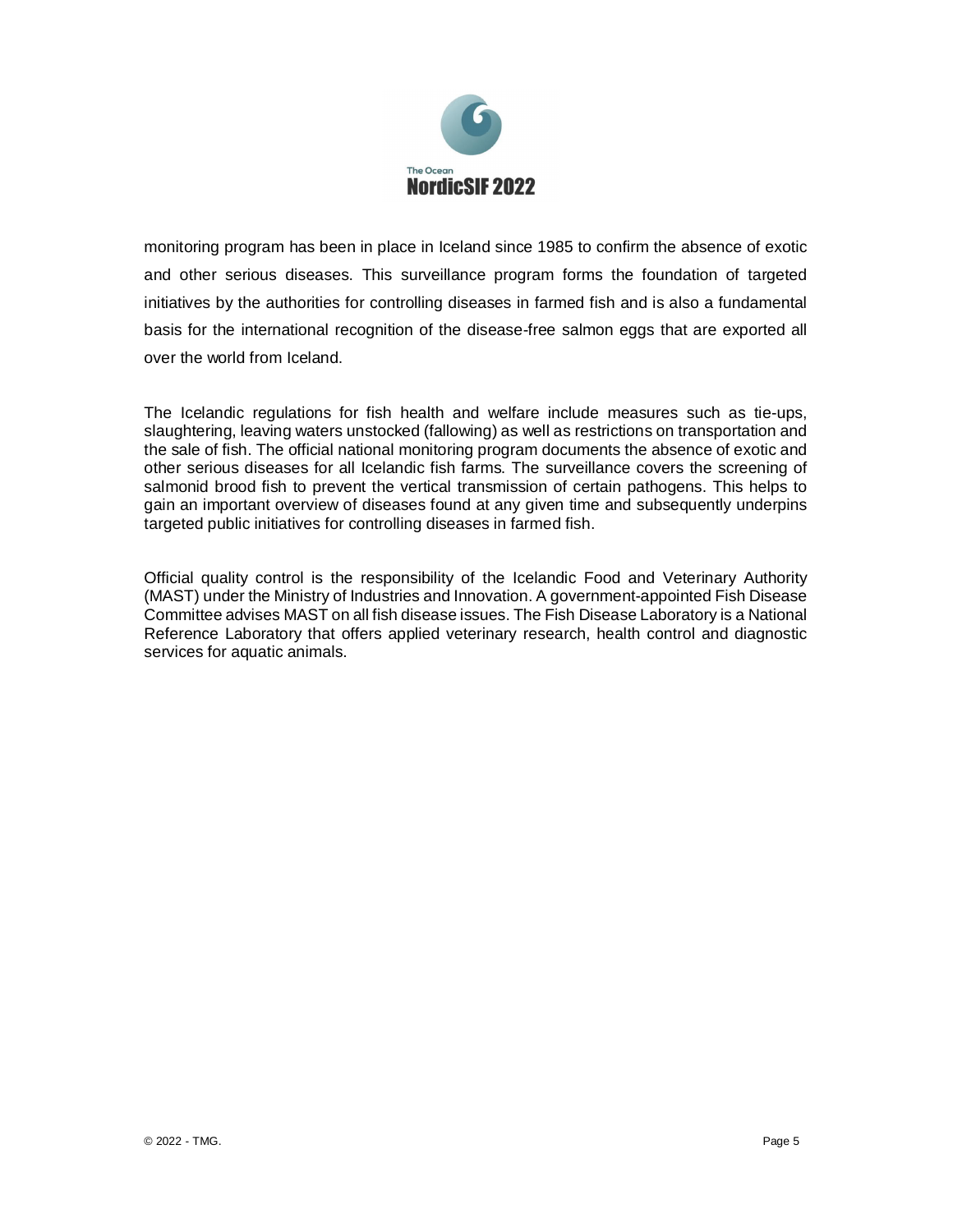monitoring program has been in place in Iceland since 1985 to confirm the absence of exotic and other serious diseases. This surveillance program forms the foundation of targeted initiatives by the authorities for controlling diseases in farmed fish and is also a fundamental basis for the international recognition of the disease-free salmon eggs that are exported all over the world from Iceland.

The Icelandic regulations for fish health and welfare include measures such as tie-ups, slaughtering, leaving waters unstocked (fallowing) as well as restrictions on transportation and the sale of fish. The official national monitoring program documents the absence of exotic and other serious diseases for all Icelandic fish farms. The surveillance covers the screening of salmonid brood fish to prevent the vertical transmission of certain pathogens. This helps to gain an important overview of diseases found at any given time and subsequently underpins targeted public initiatives for controlling diseases in farmed fish.

Official quality control is the responsibility of the Icelandic Food and Veterinary Authority (MAST) under the Ministry of Industries and Innovation. A government-appointed Fish Disease Committee advises MAST on all fish disease issues. The Fish Disease Laboratory is a National Reference Laboratory that offers applied veterinary research, health control and diagnostic services for aquatic animals.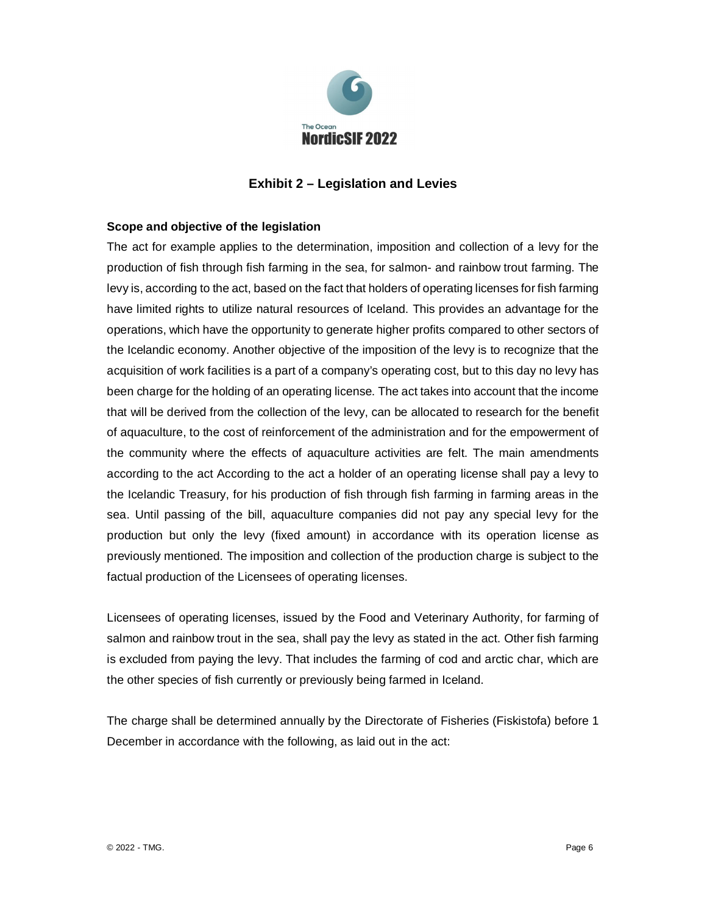## Exhibit 2 – Legislation and Levies

**Scope and objective of the legislation**

The act for example applies to the determination, imposition and collection of a levy for the production of fish through fish farming in the sea, for salmon- and rainbow trout farming. The levy is, according to the act, based on the fact that holders of operating licenses for fish farming have limited rights to utilize natural resources of Iceland. This provides an advantage for the operations, which have the opportunity to generate higher profits compared to other sectors of the Icelandic economy. Another objective of the imposition of the levy is to recognize that the acquisition of work facilities is a part of a company's operating cost, but to this day no levy has been charge for the holding of an operating license. The act takes into account that the income that will be derived from the collection of the levy, can be allocated to research for the benefit of aquaculture, to the cost of reinforcement of the administration and for the empowerment of the community where the effects of aquaculture activities are felt. The main amendments according to the act According to the act a holder of an operating license shall pay a levy to the Icelandic Treasury, for his production of fish through fish farming in farming areas in the sea. Until passing of the bill, aquaculture companies did not pay any special levy for the production but only the levy (fixed amount) in accordance with its operation license as previously mentioned. The imposition and collection of the production charge is subject to the factual production of the Licensees of operating licenses.

Licensees of operating licenses, issued by the Food and Veterinary Authority, for farming of salmon and rainbow trout in the sea, shall pay the levy as stated in the act. Other fish farming is excluded from paying the levy. That includes the farming of cod and arctic char, which are the other species of fish currently or previously being farmed in Iceland.

The charge shall be determined annually by the Directorate of Fisheries (Fiskistofa) before 1 December in accordance with the following, as laid out in the act: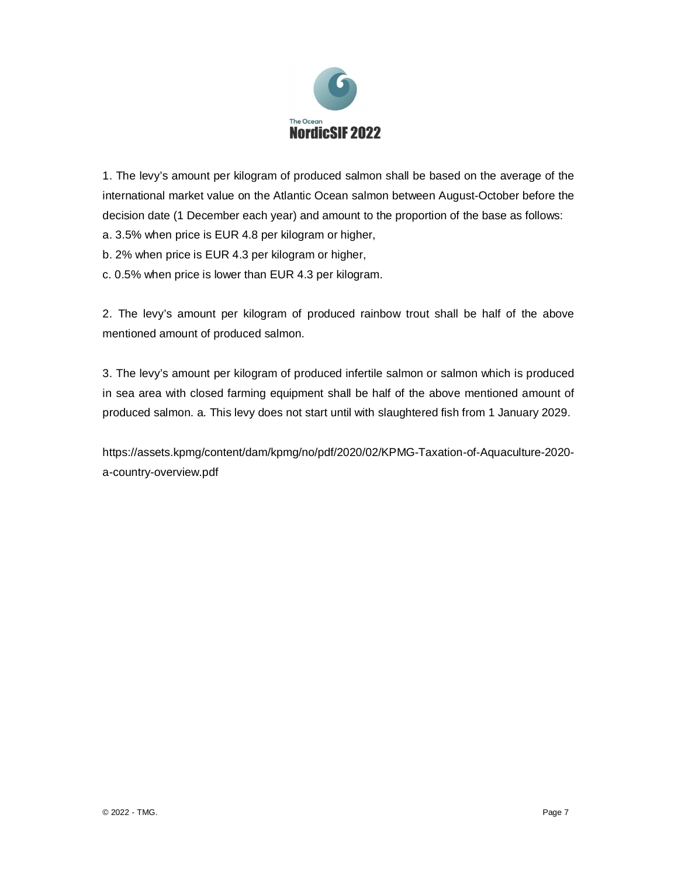1. The levy's amount per kilogram of produced salmon shall be based on the average of the international market value on the Atlantic Ocean salmon between August-October before the decision date (1 December each year) and amount to the proportion of the base as follows:

a. 3.5% when price is EUR 4.8 per kilogram or higher,

b. 2% when price is EUR 4.3 per kilogram or higher,

c. 0.5% when price is lower than EUR 4.3 per kilogram.

2. The levy's amount per kilogram of produced rainbow trout shall be half of the above mentioned amount of produced salmon.

3. The levy's amount per kilogram of produced infertile salmon or salmon which is produced in sea area with closed farming equipment shall be half of the above mentioned amount of produced salmon. a. This levy does not start until with slaughtered fish from 1 January 2029.

https://assets.kpmg/content/dam/kpmg/no/pdf/2020/02/KPMG-Taxation-of-Aquaculture-2020-a-country-overview.pdf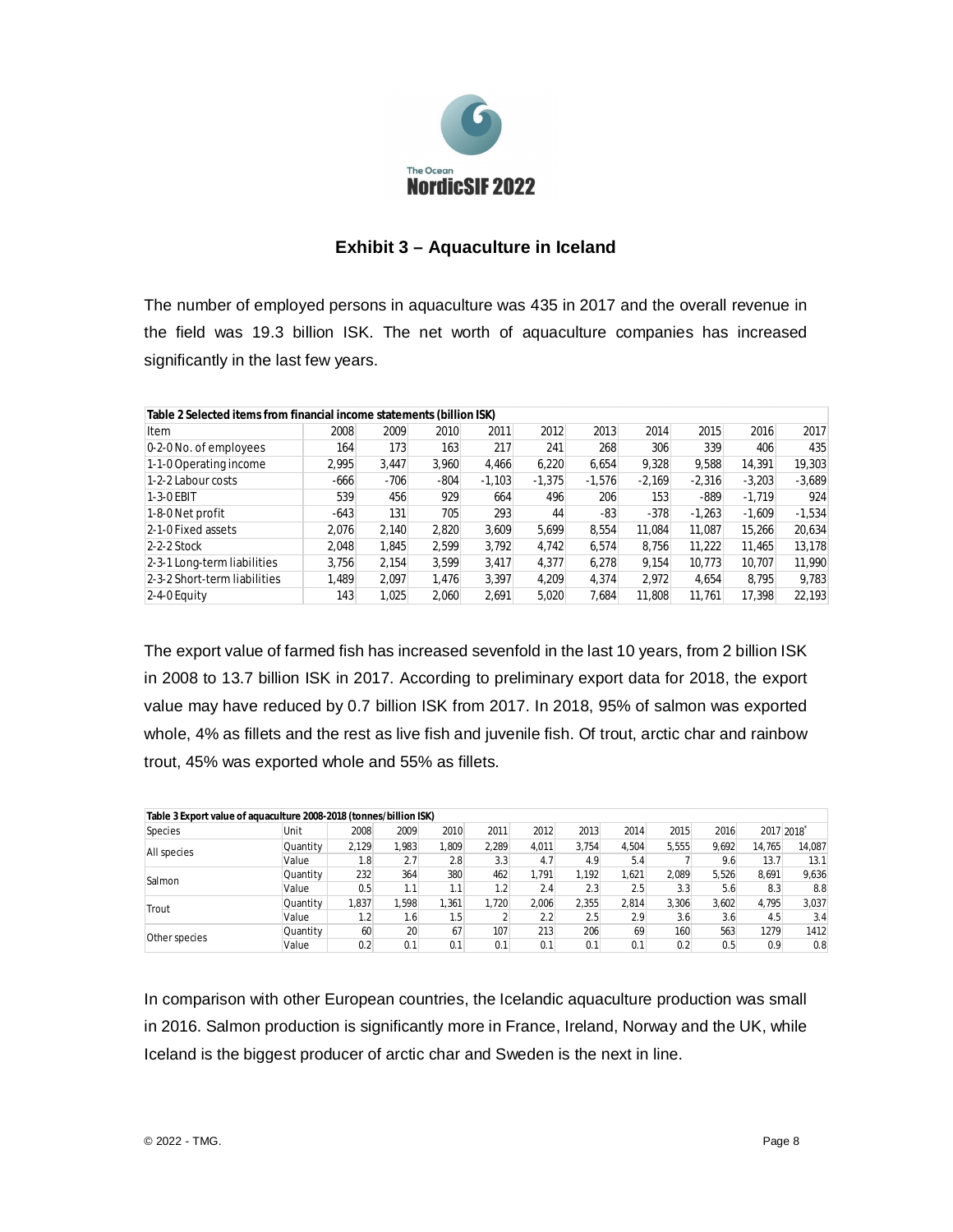## Exhibit 3 – Aquaculture in Iceland

The number of employed persons in aquaculture was 435 in 2017 and the overall revenue in the field was 19.3 billion ISK. The net worth of aquaculture companies has increased significantly in the last few years.

**Table 2 Selected items from financial income statements (billion ISK)**

| Item | 2008 | 2009 | 2010 | 2011 | 2012 | 2013 | 2014 | 2015 | 2016 | 2017 |
|---|---|---|---|---|---|---|---|---|---|---|
| 0-2-0 No. of employees | 164 | 173 | 163 | 217 | 241 | 268 | 306 | 339 | 406 | 435 |
| 1-1-0 Operating income | 2,995 | 3,447 | 3,960 | 4,466 | 6,220 | 6,654 | 9,328 | 9,588 | 14,391 | 19,303 |
| 1-2-2 Labour costs | -666 | -706 | -804 | -1,103 | -1,375 | -1,576 | -2,169 | -2,316 | -3,203 | -3,689 |
| 1-3-0 EBIT | 539 | 456 | 929 | 664 | 496 | 206 | 153 | -889 | -1,719 | 924 |
| 1-8-0 Net profit | -643 | 131 | 705 | 293 | 44 | -83 | -378 | -1,263 | -1,609 | -1,534 |
| 2-1-0 Fixed assets | 2,076 | 2,140 | 2,820 | 3,609 | 5,699 | 8,554 | 11,084 | 11,087 | 15,266 | 20,634 |
| 2-2-2 Stock | 2,048 | 1,845 | 2,599 | 3,792 | 4,742 | 6,574 | 8,756 | 11,222 | 11,465 | 13,178 |
| 2-3-1 Long-term liabilities | 3,756 | 2,154 | 3,599 | 3,417 | 4,377 | 6,278 | 9,154 | 10,773 | 10,707 | 11,990 |
| 2-3-2 Short-term liabilities | 1,489 | 2,097 | 1,476 | 3,397 | 4,209 | 4,374 | 2,972 | 4,654 | 8,795 | 9,783 |
| 2-4-0 Equity | 143 | 1,025 | 2,060 | 2,691 | 5,020 | 7,684 | 11,808 | 11,761 | 17,398 | 22,193 |

The export value of farmed fish has increased sevenfold in the last 10 years, from 2 billion ISK in 2008 to 13.7 billion ISK in 2017. According to preliminary export data for 2018, the export value may have reduced by 0.7 billion ISK from 2017. In 2018, 95% of salmon was exported whole, 4% as fillets and the rest as live fish and juvenile fish. Of trout, arctic char and rainbow trout, 45% was exported whole and 55% as fillets.

**Table 3 Export value of aquaculture 2008-2018 (tonnes/billion ISK)**

| Species | Unit | 2008 | 2009 | 2010 | 2011 | 2012 | 2013 | 2014 | 2015 | 2016 | 2017 | 2018* |
|---|---|---|---|---|---|---|---|---|---|---|---|---|
| All species | Quantity | 2,129 | 1,983 | 1,809 | 2,289 | 4,011 | 3,754 | 4,504 | 5,555 | 9,692 | 14,765 | 14,087 |
| | Value | 1.8 | 2.7 | 2.8 | 3.3 | 4.7 | 4.9 | 5.4 | 7 | 9.6 | 13.7 | 13.1 |
| Salmon | Quantity | 232 | 364 | 380 | 462 | 1,791 | 1,192 | 1,621 | 2,089 | 5,526 | 8,691 | 9,636 |
| | Value | 0.5 | 1.1 | 1.1 | 1.2 | 2.4 | 2.3 | 2.5 | 3.3 | 5.6 | 8.3 | 8.8 |
| Trout | Quantity | 1,837 | 1,598 | 1,361 | 1,720 | 2,006 | 2,355 | 2,814 | 3,306 | 3,602 | 4,795 | 3,037 |
| | Value | 1.2 | 1.6 | 1.5 | 2 | 2.2 | 2.5 | 2.9 | 3.6 | 3.6 | 4.5 | 3.4 |
| Other species | Quantity | 60 | 20 | 67 | 107 | 213 | 206 | 69 | 160 | 563 | 1279 | 1412 |
| | Value | 0.2 | 0.1 | 0.1 | 0.1 | 0.1 | 0.1 | 0.1 | 0.2 | 0.5 | 0.9 | 0.8 |

In comparison with other European countries, the Icelandic aquaculture production was small in 2016. Salmon production is significantly more in France, Ireland, Norway and the UK, while Iceland is the biggest producer of arctic char and Sweden is the next in line.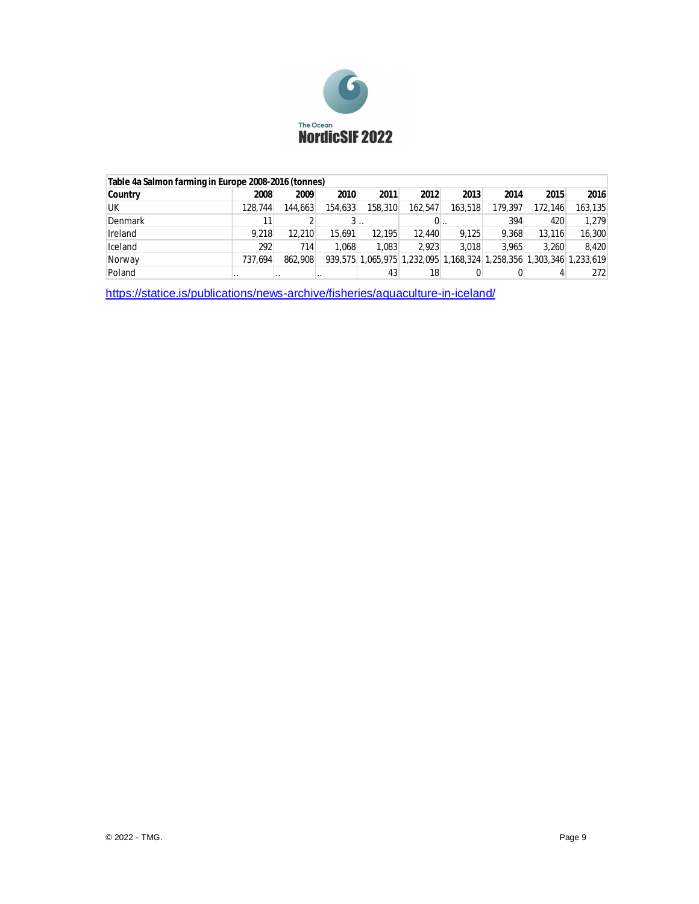| Table 4a Salmon farming in Europe 2008-2016 (tonnes) | | | | | | | | | |
|---|---|---|---|---|---|---|---|---|---|
| **Country** | **2008** | **2009** | **2010** | **2011** | **2012** | **2013** | **2014** | **2015** | **2016** |
| UK | 128,744 | 144,663 | 154,633 | 158,310 | 162,547 | 163,518 | 179,397 | 172,146 | 163,135 |
| Denmark | 11 | 2 | 3 | .. | 0 | .. | 394 | 420 | 1,279 |
| Ireland | 9,218 | 12,210 | 15,691 | 12,195 | 12,440 | 9,125 | 9,368 | 13,116 | 16,300 |
| Iceland | 292 | 714 | 1,068 | 1,083 | 2,923 | 3,018 | 3,965 | 3,260 | 8,420 |
| Norway | 737,694 | 862,908 | 939,575 | 1,065,975 | 1,232,095 | 1,168,324 | 1,258,356 | 1,303,346 | 1,233,619 |
| Poland | .. | .. | .. | 43 | 18 | 0 | 0 | 4 | 272 |

https://statice.is/publications/news-archive/fisheries/aquaculture-in-iceland/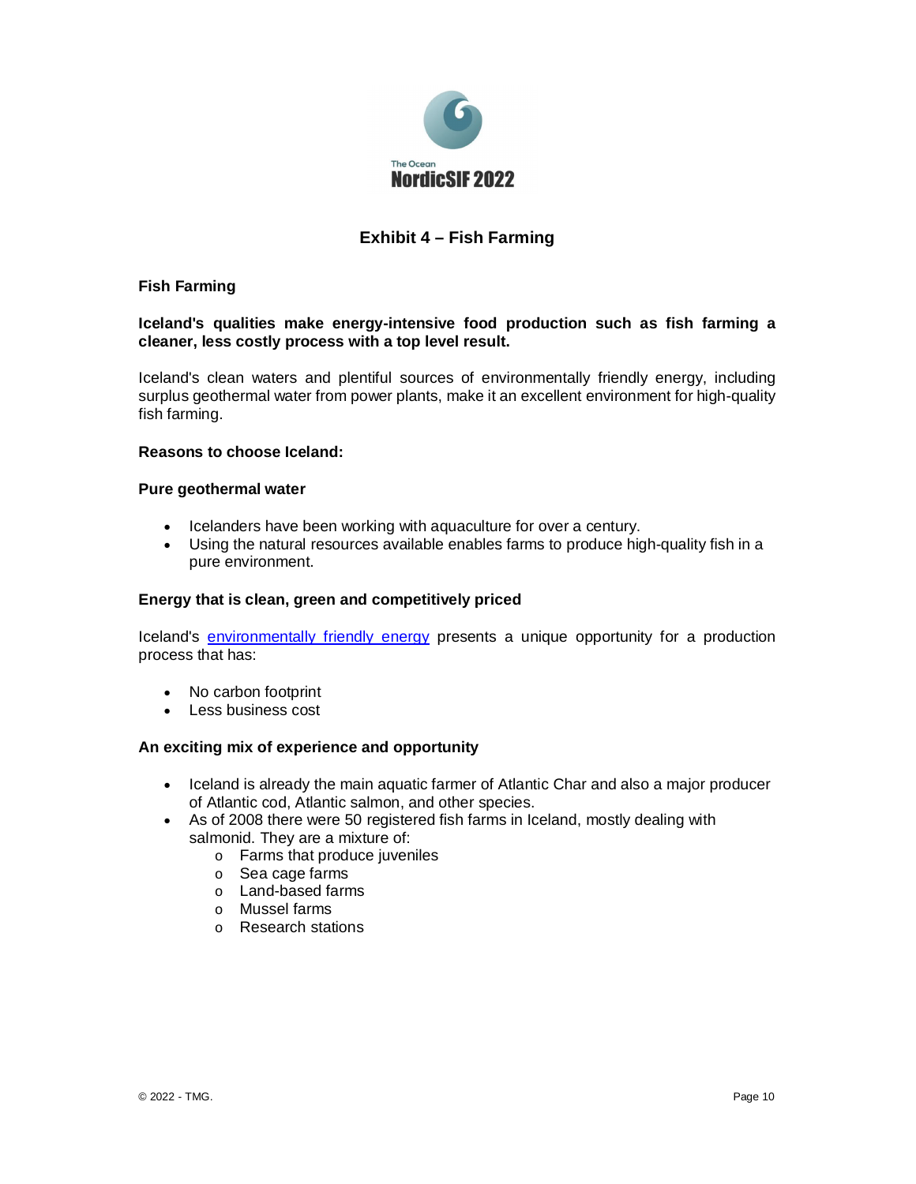# Exhibit 4 – Fish Farming

## Fish Farming

**Iceland's qualities make energy-intensive food production such as fish farming a cleaner, less costly process with a top level result.**

Iceland's clean waters and plentiful sources of environmentally friendly energy, including surplus geothermal water from power plants, make it an excellent environment for high-quality fish farming.

### Reasons to choose Iceland:

**Pure geothermal water**

- Icelanders have been working with aquaculture for over a century.
- Using the natural resources available enables farms to produce high-quality fish in a pure environment.

**Energy that is clean, green and competitively priced**

Iceland's environmentally friendly energy presents a unique opportunity for a production process that has:

- No carbon footprint
- Less business cost

**An exciting mix of experience and opportunity**

- Iceland is already the main aquatic farmer of Atlantic Char and also a major producer of Atlantic cod, Atlantic salmon, and other species.
- As of 2008 there were 50 registered fish farms in Iceland, mostly dealing with salmonid. They are a mixture of:
  - Farms that produce juveniles
  - Sea cage farms
  - Land-based farms
  - Mussel farms
  - Research stations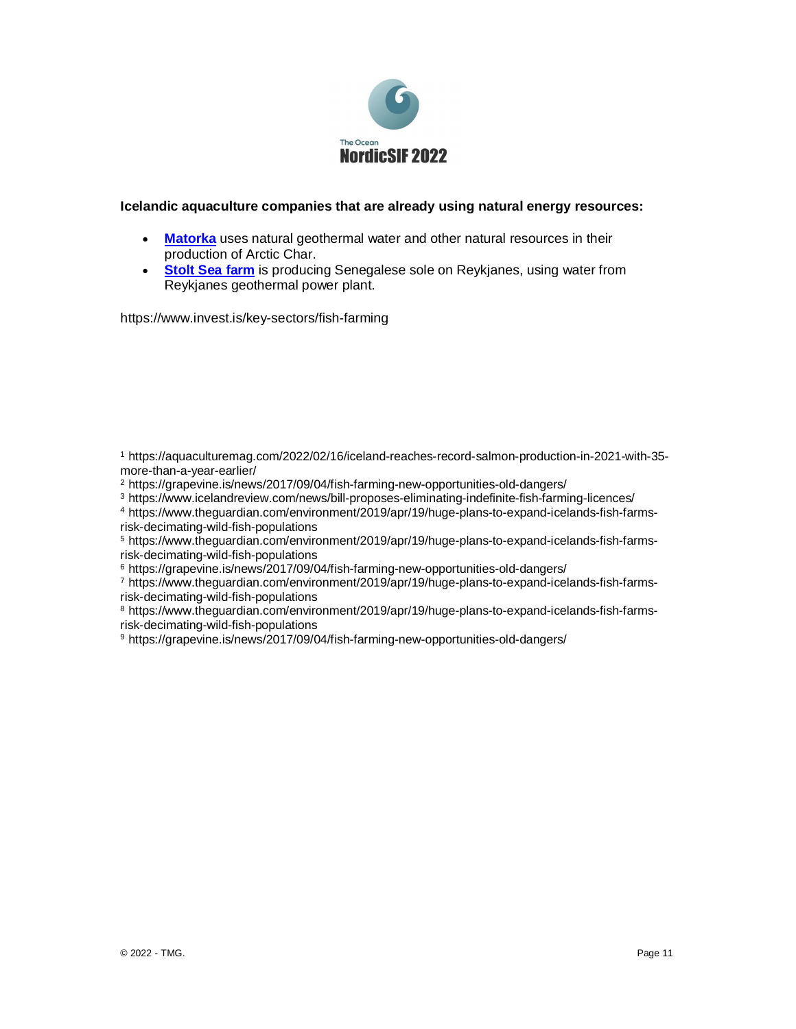**Icelandic aquaculture companies that are already using natural energy resources:**

- **Matorka** uses natural geothermal water and other natural resources in their production of Arctic Char.
- **Stolt Sea farm** is producing Senegalese sole on Reykjanes, using water from Reykjanes geothermal power plant.

https://www.invest.is/key-sectors/fish-farming

[1] https://aquaculturemag.com/2022/02/16/iceland-reaches-record-salmon-production-in-2021-with-35-more-than-a-year-earlier/
[2] https://grapevine.is/news/2017/09/04/fish-farming-new-opportunities-old-dangers/
[3] https://www.icelandreview.com/news/bill-proposes-eliminating-indefinite-fish-farming-licences/
[4] https://www.theguardian.com/environment/2019/apr/19/huge-plans-to-expand-icelands-fish-farms-risk-decimating-wild-fish-populations
[5] https://www.theguardian.com/environment/2019/apr/19/huge-plans-to-expand-icelands-fish-farms-risk-decimating-wild-fish-populations
[6] https://grapevine.is/news/2017/09/04/fish-farming-new-opportunities-old-dangers/
[7] https://www.theguardian.com/environment/2019/apr/19/huge-plans-to-expand-icelands-fish-farms-risk-decimating-wild-fish-populations
[8] https://www.theguardian.com/environment/2019/apr/19/huge-plans-to-expand-icelands-fish-farms-risk-decimating-wild-fish-populations
[9] https://grapevine.is/news/2017/09/04/fish-farming-new-opportunities-old-dangers/